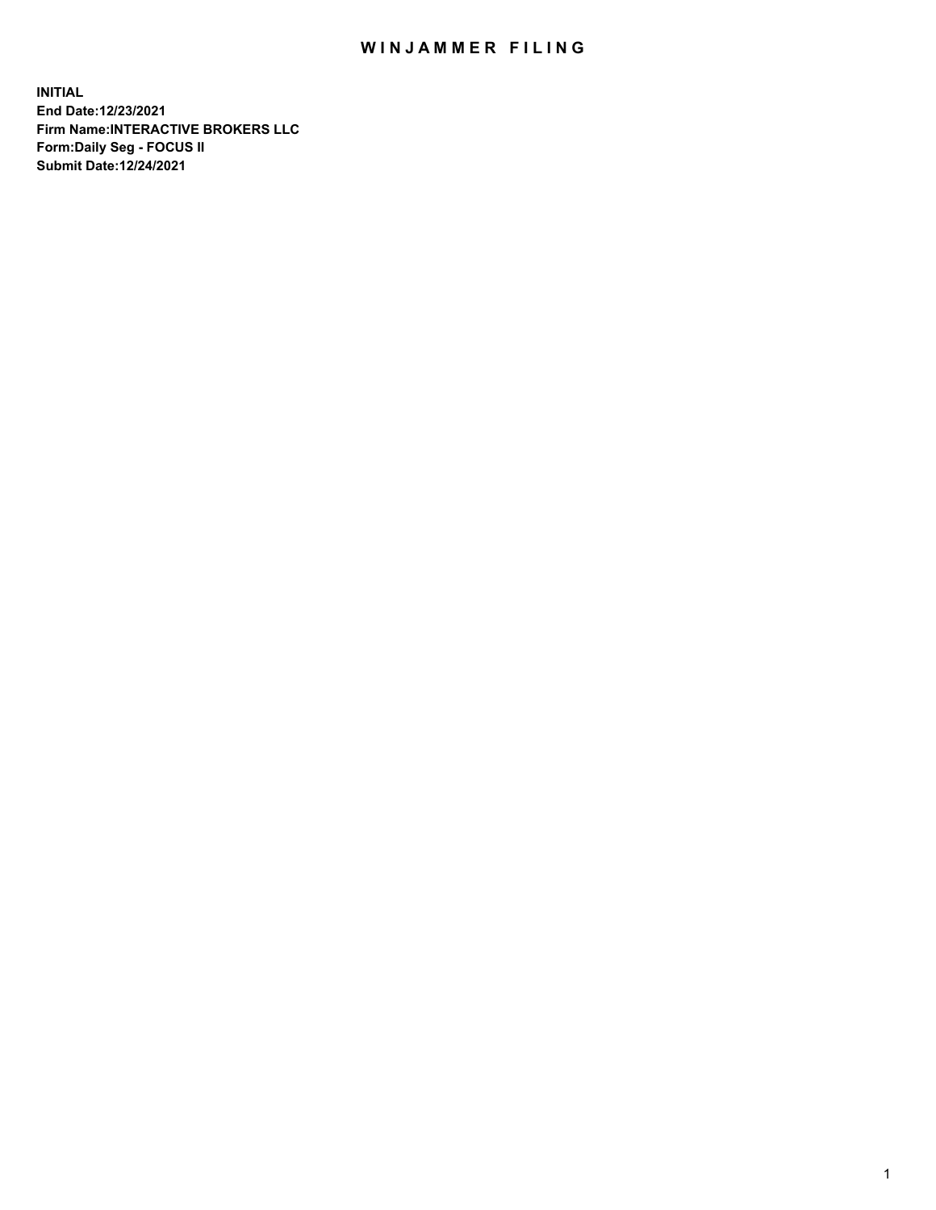# WINJAMMER FILING

**INITIAL**
**End Date:12/23/2021**
**Firm Name:INTERACTIVE BROKERS LLC**
**Form:Daily Seg - FOCUS II**
**Submit Date:12/24/2021**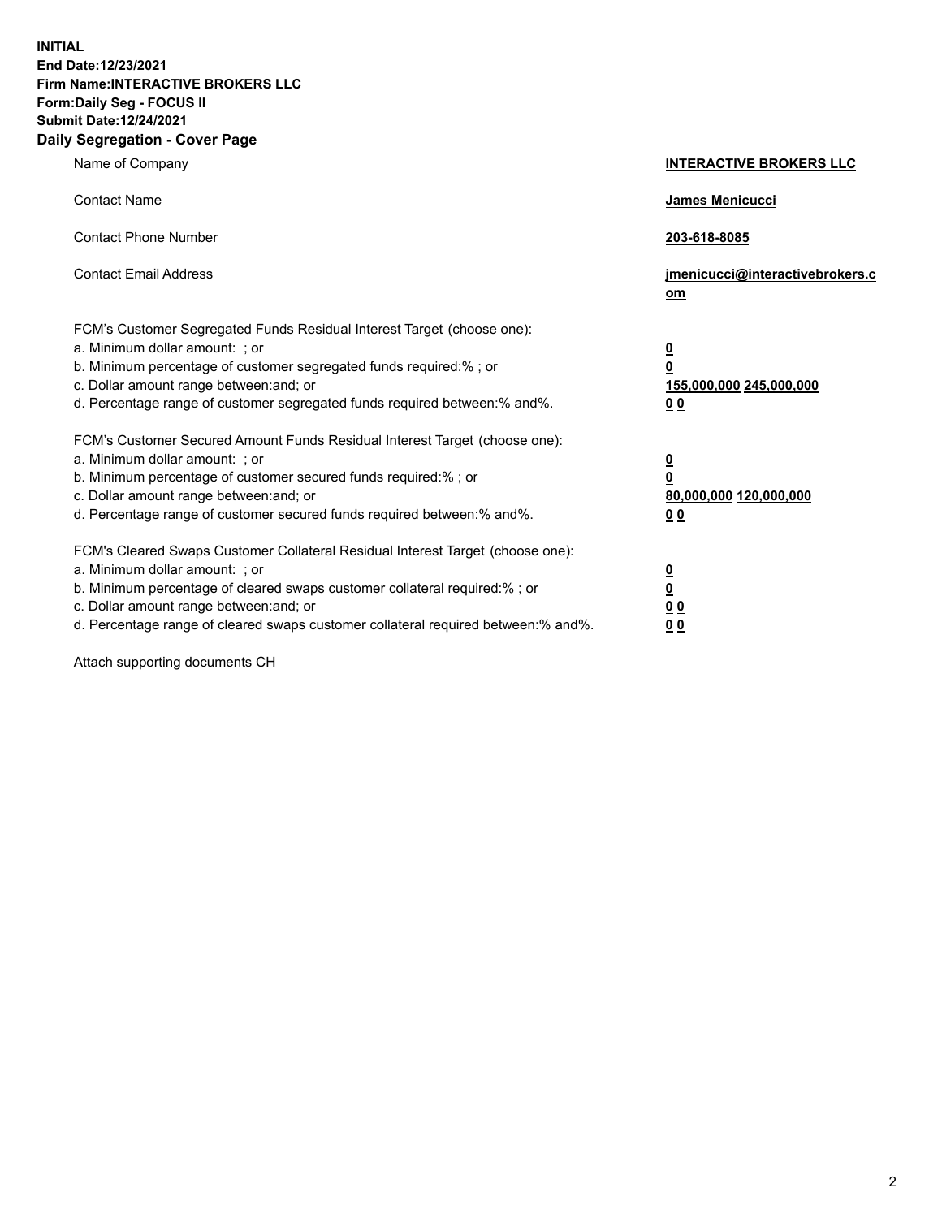**INITIAL**
**End Date:12/23/2021**
**Firm Name:INTERACTIVE BROKERS LLC**
**Form:Daily Seg - FOCUS II**
**Submit Date:12/24/2021**

## Daily Segregation - Cover Page

| | |
|---|---|
| Name of Company | **INTERACTIVE BROKERS LLC** |
| Contact Name | **James Menicucci** |
| Contact Phone Number | **203-618-8085** |
| Contact Email Address | **jmenicucci@interactivebrokers.com** |
| FCM's Customer Segregated Funds Residual Interest Target (choose one): | |
| a. Minimum dollar amount: ; or | **0** |
| b. Minimum percentage of customer segregated funds required:% ; or | **0** |
| c. Dollar amount range between:and; or | **155,000,000 245,000,000** |
| d. Percentage range of customer segregated funds required between:% and%. | **0 0** |
| FCM's Customer Secured Amount Funds Residual Interest Target (choose one): | |
| a. Minimum dollar amount: ; or | **0** |
| b. Minimum percentage of customer secured funds required:% ; or | **0** |
| c. Dollar amount range between:and; or | **80,000,000 120,000,000** |
| d. Percentage range of customer secured funds required between:% and%. | **0 0** |
| FCM's Cleared Swaps Customer Collateral Residual Interest Target (choose one): | |
| a. Minimum dollar amount: ; or | **0** |
| b. Minimum percentage of cleared swaps customer collateral required:% ; or | **0** |
| c. Dollar amount range between:and; or | **0 0** |
| d. Percentage range of cleared swaps customer collateral required between:% and%. | **0 0** |

Attach supporting documents CH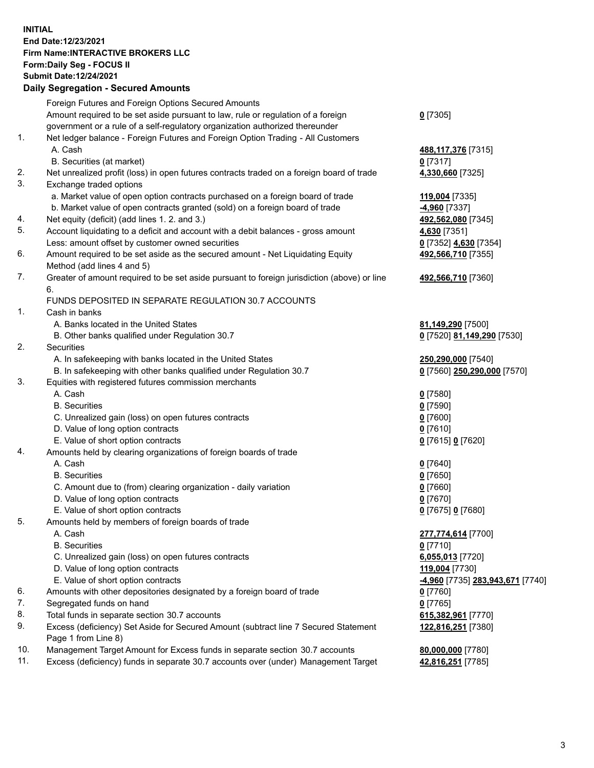**INITIAL**
**End Date:12/23/2021**
**Firm Name:INTERACTIVE BROKERS LLC**
**Form:Daily Seg - FOCUS II**
**Submit Date:12/24/2021**

### Daily Segregation - Secured Amounts

| | | |
|---|---|---|
| | Foreign Futures and Foreign Options Secured Amounts | |
| | Amount required to be set aside pursuant to law, rule or regulation of a foreign government or a rule of a self-regulatory organization authorized thereunder | **0** [7305] |
| 1. | Net ledger balance - Foreign Futures and Foreign Option Trading - All Customers | |
| | A. Cash | **488,117,376** [7315] |
| | B. Securities (at market) | **0** [7317] |
| 2. | Net unrealized profit (loss) in open futures contracts traded on a foreign board of trade | **4,330,660** [7325] |
| 3. | Exchange traded options | |
| | a. Market value of open option contracts purchased on a foreign board of trade | **119,004** [7335] |
| | b. Market value of open contracts granted (sold) on a foreign board of trade | **-4,960** [7337] |
| 4. | Net equity (deficit) (add lines 1. 2. and 3.) | **492,562,080** [7345] |
| 5. | Account liquidating to a deficit and account with a debit balances - gross amount | **4,630** [7351] |
| | Less: amount offset by customer owned securities | **0** [7352] **4,630** [7354] |
| 6. | Amount required to be set aside as the secured amount - Net Liquidating Equity Method (add lines 4 and 5) | **492,566,710** [7355] |
| 7. | Greater of amount required to be set aside pursuant to foreign jurisdiction (above) or line 6. | **492,566,710** [7360] |
| | FUNDS DEPOSITED IN SEPARATE REGULATION 30.7 ACCOUNTS | |
| 1. | Cash in banks | |
| | A. Banks located in the United States | **81,149,290** [7500] |
| | B. Other banks qualified under Regulation 30.7 | **0** [7520] **81,149,290** [7530] |
| 2. | Securities | |
| | A. In safekeeping with banks located in the United States | **250,290,000** [7540] |
| | B. In safekeeping with other banks qualified under Regulation 30.7 | **0** [7560] **250,290,000** [7570] |
| 3. | Equities with registered futures commission merchants | |
| | A. Cash | **0** [7580] |
| | B. Securities | **0** [7590] |
| | C. Unrealized gain (loss) on open futures contracts | **0** [7600] |
| | D. Value of long option contracts | **0** [7610] |
| | E. Value of short option contracts | **0** [7615] **0** [7620] |
| 4. | Amounts held by clearing organizations of foreign boards of trade | |
| | A. Cash | **0** [7640] |
| | B. Securities | **0** [7650] |
| | C. Amount due to (from) clearing organization - daily variation | **0** [7660] |
| | D. Value of long option contracts | **0** [7670] |
| | E. Value of short option contracts | **0** [7675] **0** [7680] |
| 5. | Amounts held by members of foreign boards of trade | |
| | A. Cash | **277,774,614** [7700] |
| | B. Securities | **0** [7710] |
| | C. Unrealized gain (loss) on open futures contracts | **6,055,013** [7720] |
| | D. Value of long option contracts | **119,004** [7730] |
| | E. Value of short option contracts | **-4,960** [7735] **283,943,671** [7740] |
| 6. | Amounts with other depositories designated by a foreign board of trade | **0** [7760] |
| 7. | Segregated funds on hand | **0** [7765] |
| 8. | Total funds in separate section 30.7 accounts | **615,382,961** [7770] |
| 9. | Excess (deficiency) Set Aside for Secured Amount (subtract line 7 Secured Statement Page 1 from Line 8) | **122,816,251** [7380] |
| 10. | Management Target Amount for Excess funds in separate section 30.7 accounts | **80,000,000** [7780] |
| 11. | Excess (deficiency) funds in separate 30.7 accounts over (under) Management Target | **42,816,251** [7785] |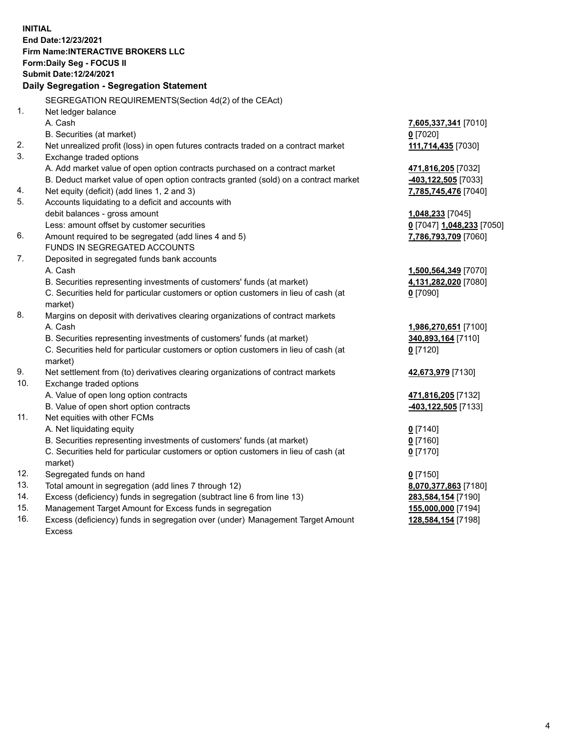**INITIAL**
**End Date:12/23/2021**
**Firm Name:INTERACTIVE BROKERS LLC**
**Form:Daily Seg - FOCUS II**
**Submit Date:12/24/2021**

## Daily Segregation - Segregation Statement

SEGREGATION REQUIREMENTS(Section 4d(2) of the CEAct)

| | | |
|---|---|---|
| 1. | Net ledger balance | |
| | A. Cash | 7,605,337,341 [7010] |
| | B. Securities (at market) | 0 [7020] |
| 2. | Net unrealized profit (loss) in open futures contracts traded on a contract market | 111,714,435 [7030] |
| 3. | Exchange traded options | |
| | A. Add market value of open option contracts purchased on a contract market | 471,816,205 [7032] |
| | B. Deduct market value of open option contracts granted (sold) on a contract market | -403,122,505 [7033] |
| 4. | Net equity (deficit) (add lines 1, 2 and 3) | 7,785,745,476 [7040] |
| 5. | Accounts liquidating to a deficit and accounts with debit balances - gross amount | 1,048,233 [7045] |
| | Less: amount offset by customer securities | 0 [7047] 1,048,233 [7050] |
| 6. | Amount required to be segregated (add lines 4 and 5) | 7,786,793,709 [7060] |
| | FUNDS IN SEGREGATED ACCOUNTS | |
| 7. | Deposited in segregated funds bank accounts | |
| | A. Cash | 1,500,564,349 [7070] |
| | B. Securities representing investments of customers' funds (at market) | 4,131,282,020 [7080] |
| | C. Securities held for particular customers or option customers in lieu of cash (at market) | 0 [7090] |
| 8. | Margins on deposit with derivatives clearing organizations of contract markets | |
| | A. Cash | 1,986,270,651 [7100] |
| | B. Securities representing investments of customers' funds (at market) | 340,893,164 [7110] |
| | C. Securities held for particular customers or option customers in lieu of cash (at market) | 0 [7120] |
| 9. | Net settlement from (to) derivatives clearing organizations of contract markets | 42,673,979 [7130] |
| 10. | Exchange traded options | |
| | A. Value of open long option contracts | 471,816,205 [7132] |
| | B. Value of open short option contracts | -403,122,505 [7133] |
| 11. | Net equities with other FCMs | |
| | A. Net liquidating equity | 0 [7140] |
| | B. Securities representing investments of customers' funds (at market) | 0 [7160] |
| | C. Securities held for particular customers or option customers in lieu of cash (at market) | 0 [7170] |
| 12. | Segregated funds on hand | 0 [7150] |
| 13. | Total amount in segregation (add lines 7 through 12) | 8,070,377,863 [7180] |
| 14. | Excess (deficiency) funds in segregation (subtract line 6 from line 13) | 283,584,154 [7190] |
| 15. | Management Target Amount for Excess funds in segregation | 155,000,000 [7194] |
| 16. | Excess (deficiency) funds in segregation over (under) Management Target Amount Excess | 128,584,154 [7198] |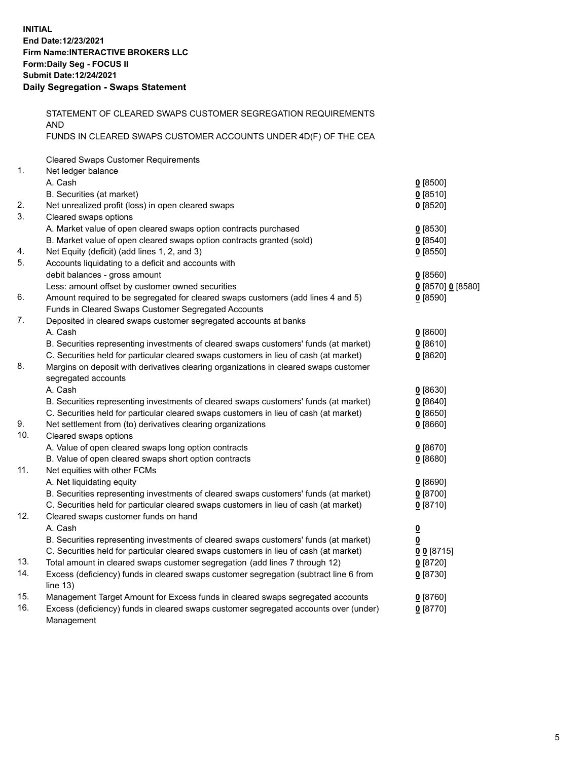**INITIAL**
**End Date:12/23/2021**
**Firm Name:INTERACTIVE BROKERS LLC**
**Form:Daily Seg - FOCUS II**
**Submit Date:12/24/2021**
**Daily Segregation - Swaps Statement**

STATEMENT OF CLEARED SWAPS CUSTOMER SEGREGATION REQUIREMENTS
AND
FUNDS IN CLEARED SWAPS CUSTOMER ACCOUNTS UNDER 4D(F) OF THE CEA

| | | |
|---|---|---|
| | Cleared Swaps Customer Requirements | |
| 1. | Net ledger balance | |
| | A. Cash | 0 [8500] |
| | B. Securities (at market) | 0 [8510] |
| 2. | Net unrealized profit (loss) in open cleared swaps | 0 [8520] |
| 3. | Cleared swaps options | |
| | A. Market value of open cleared swaps option contracts purchased | 0 [8530] |
| | B. Market value of open cleared swaps option contracts granted (sold) | 0 [8540] |
| 4. | Net Equity (deficit) (add lines 1, 2, and 3) | 0 [8550] |
| 5. | Accounts liquidating to a deficit and accounts with | |
| | debit balances - gross amount | 0 [8560] |
| | Less: amount offset by customer owned securities | 0 [8570] 0 [8580] |
| 6. | Amount required to be segregated for cleared swaps customers (add lines 4 and 5) | 0 [8590] |
| | Funds in Cleared Swaps Customer Segregated Accounts | |
| 7. | Deposited in cleared swaps customer segregated accounts at banks | |
| | A. Cash | 0 [8600] |
| | B. Securities representing investments of cleared swaps customers' funds (at market) | 0 [8610] |
| | C. Securities held for particular cleared swaps customers in lieu of cash (at market) | 0 [8620] |
| 8. | Margins on deposit with derivatives clearing organizations in cleared swaps customer segregated accounts | |
| | A. Cash | 0 [8630] |
| | B. Securities representing investments of cleared swaps customers' funds (at market) | 0 [8640] |
| | C. Securities held for particular cleared swaps customers in lieu of cash (at market) | 0 [8650] |
| 9. | Net settlement from (to) derivatives clearing organizations | 0 [8660] |
| 10. | Cleared swaps options | |
| | A. Value of open cleared swaps long option contracts | 0 [8670] |
| | B. Value of open cleared swaps short option contracts | 0 [8680] |
| 11. | Net equities with other FCMs | |
| | A. Net liquidating equity | 0 [8690] |
| | B. Securities representing investments of cleared swaps customers' funds (at market) | 0 [8700] |
| | C. Securities held for particular cleared swaps customers in lieu of cash (at market) | 0 [8710] |
| 12. | Cleared swaps customer funds on hand | |
| | A. Cash | 0 |
| | B. Securities representing investments of cleared swaps customers' funds (at market) | 0 |
| | C. Securities held for particular cleared swaps customers in lieu of cash (at market) | 0 0 [8715] |
| 13. | Total amount in cleared swaps customer segregation (add lines 7 through 12) | 0 [8720] |
| 14. | Excess (deficiency) funds in cleared swaps customer segregation (subtract line 6 from line 13) | 0 [8730] |
| 15. | Management Target Amount for Excess funds in cleared swaps segregated accounts | 0 [8760] |
| 16. | Excess (deficiency) funds in cleared swaps customer segregated accounts over (under) Management | 0 [8770] |